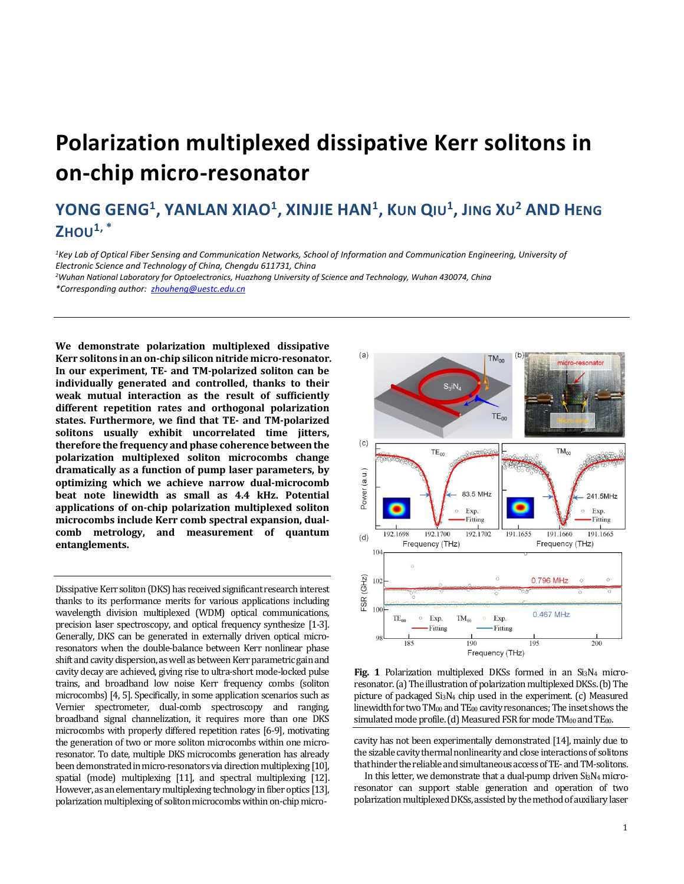# Polarization multiplexed dissipative Kerr solitons in on-chip micro-resonator

## YONG GENG[1], YANLAN XIAO[1], XINJIE HAN[1], KUN QIU[1], JING XU[2] AND HENG ZHOU[1,*]

*[1]Key Lab of Optical Fiber Sensing and Communication Networks, School of Information and Communication Engineering, University of Electronic Science and Technology of China, Chengdu 611731, China*
*[2]Wuhan National Laboratory for Optoelectronics, Huazhong University of Science and Technology, Wuhan 430074, China*
*\*Corresponding author: zhouheng@uestc.edu.cn*

**We demonstrate polarization multiplexed dissipative Kerr solitons in an on-chip silicon nitride micro-resonator. In our experiment, TE- and TM-polarized soliton can be individually generated and controlled, thanks to their weak mutual interaction as the result of sufficiently different repetition rates and orthogonal polarization states. Furthermore, we find that TE- and TM-polarized solitons usually exhibit uncorrelated time jitters, therefore the frequency and phase coherence between the polarization multiplexed soliton microcombs change dramatically as a function of pump laser parameters, by optimizing which we achieve narrow dual-microcomb beat note linewidth as small as 4.4 kHz. Potential applications of on-chip polarization multiplexed soliton microcombs include Kerr comb spectral expansion, dual-comb metrology, and measurement of quantum entanglements.**

Dissipative Kerr soliton (DKS) has received significant research interest thanks to its performance merits for various applications including wavelength division multiplexed (WDM) optical communications, precision laser spectroscopy, and optical frequency synthesize [1-3]. Generally, DKS can be generated in externally driven optical micro-resonators when the double-balance between Kerr nonlinear phase shift and cavity dispersion, as well as between Kerr parametric gain and cavity decay are achieved, giving rise to ultra-short mode-locked pulse trains, and broadband low noise Kerr frequency combs (soliton microcombs) [4, 5]. Specifically, in some application scenarios such as Vernier spectrometer, dual-comb spectroscopy and ranging, broadband signal channelization, it requires more than one DKS microcombs with properly differed repetition rates [6-9], motivating the generation of two or more soliton microcombs within one micro-resonator. To date, multiple DKS microcombs generation has already been demonstrated in micro-resonators via direction multiplexing [10], spatial (mode) multiplexing [11], and spectral multiplexing [12]. However, as an elementary multiplexing technology in fiber optics [13], polarization multiplexing of soliton microcombs within on-chip micro-cavity has not been experimentally demonstrated [14], mainly due to the sizable cavity thermal nonlinearity and close interactions of solitons that hinder the reliable and simultaneous access of TE- and TM-solitons.

**Fig. 1** Polarization multiplexed DKSs formed in an $Si_3N_4$ micro-resonator. (a) The illustration of polarization multiplexed DKSs. (b) The picture of packaged $Si_3N_4$ chip used in the experiment. (c) Measured linewidth for two $TM_{00}$ and $TE_{00}$ cavity resonances; The inset shows the simulated mode profile. (d) Measured FSR for mode $TM_{00}$ and $TE_{00}$.

In this letter, we demonstrate that a dual-pump driven $Si_3N_4$ micro-resonator can support stable generation and operation of two polarization multiplexed DKSs, assisted by the method of auxiliary laser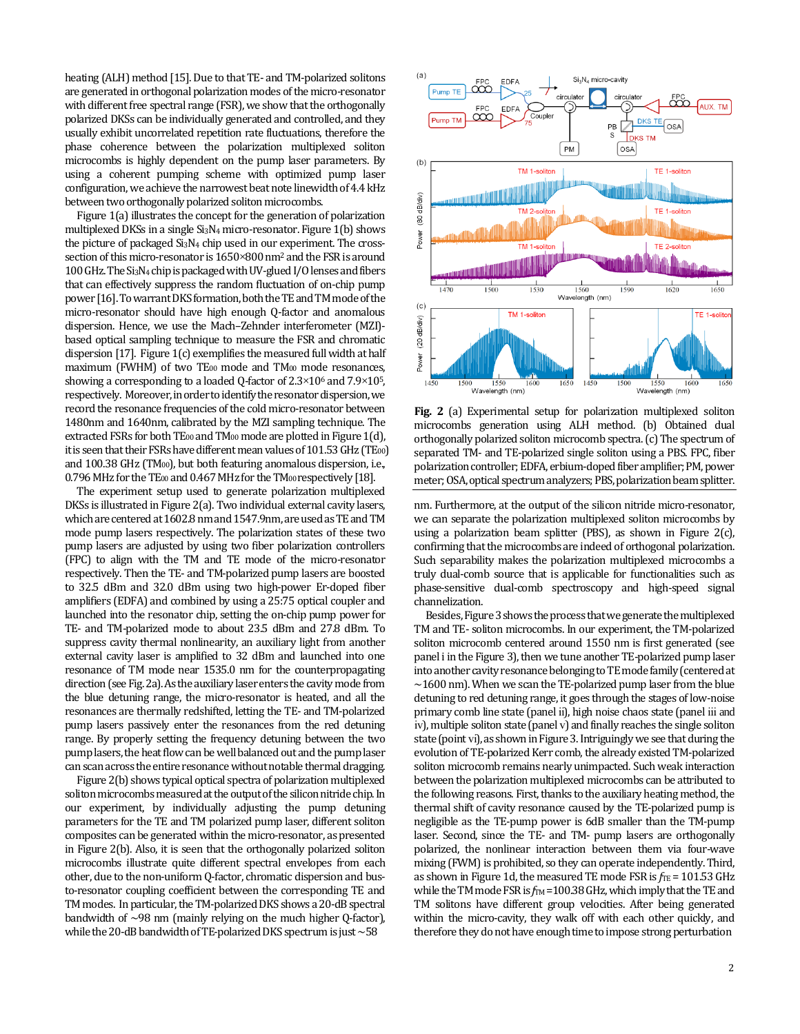heating (ALH) method [15]. Due to that TE- and TM-polarized solitons are generated in orthogonal polarization modes of the micro-resonator with different free spectral range (FSR), we show that the orthogonally polarized DKSs can be individually generated and controlled, and they usually exhibit uncorrelated repetition rate fluctuations, thus the phase coherence between the polarization multiplexed soliton microcombs is highly dependent on the pump laser parameters. By using a coherent pumping scheme with optimized pump laser configuration, we achieve the narrowest beat note linewidth of 4.4 kHz between two orthogonally polarized soliton microcombs.

Figure 1(a) illustrates the concept for the generation of polarization multiplexed DKSs in a single $Si_3N_4$ micro-resonator. Figure 1(b) shows the picture of packaged $Si_3N_4$ chip used in our experiment. The cross-section of this micro-resonator is 1650×800 nm$^2$ and the FSR is around 100 GHz. The $Si_3N_4$ chip is packaged with UV-glued I/O lenses and fibers that can effectively suppress the random fluctuation of on-chip pump power [16]. To warrant DKS formation, both the TE and TM mode of the micro-resonator should have high enough Q-factor and anomalous dispersion. Hence, we use the Mach–Zehnder interferometer (MZI)-based optical sampling technique to measure the FSR and chromatic dispersion [17]. Figure 1(c) exemplifies the measured full width at half maximum (FWHM) of two $TE_{00}$ mode and $TM_{00}$ mode resonances, showing a corresponding to a loaded Q-factor of $2.3\times10^6$ and $7.9\times10^5$, respectively. Moreover, in order to identify the resonator dispersion, we record the resonance frequencies of the cold micro-resonator between 1480nm and 1640nm, calibrated by the MZI sampling technique. The extracted FSRs for both $TE_{00}$ and $TM_{00}$ mode are plotted in Figure 1(d), it is seen that their FSRs have different mean values of 101.53 GHz ($TE_{00}$) and 100.38 GHz ($TM_{00}$), but both featuring anomalous dispersion, i.e., 0.796 MHz for the $TE_{00}$ and 0.467 MHz for the $TM_{00}$ respectively [18].

The experiment setup used to generate polarization multiplexed DKSs is illustrated in Figure 2(a). Two individual external cavity lasers, which are centered at 1602.8 nm and 1547.9nm, are used as TE and TM mode pump lasers respectively. The polarization states of these two pump lasers are adjusted by using two fiber polarization controllers (FPC) to align with the TM and TE mode of the micro-resonator respectively. Then the TE- and TM-polarized pump lasers are boosted to 32.5 dBm and 32.0 dBm using two high-power Er-doped fiber amplifiers (EDFA) and combined by using a 25:75 optical coupler and launched into the resonator chip, setting the on-chip pump power for TE- and TM-polarized mode to about 23.5 dBm and 27.8 dBm. To suppress cavity thermal nonlinearity, an auxiliary light from another external cavity laser is amplified to 32 dBm and launched into one resonance of TM mode near 1535.0 nm for the counterpropagating direction (see Fig. 2(a)). As the auxiliary laser enters the cavity mode from the blue detuning range, the micro-resonator is heated, and all the resonances are thermally redshifted, letting the TE- and TM-polarized pump lasers passively enter the resonances from the red detuning range. By properly setting the frequency detuning between the two pump lasers, the heat flow can be well balanced out and the pump laser can scan across the entire resonance without notable thermal dragging.

Figure 2(b) shows typical optical spectra of polarization multiplexed soliton microcombs measured at the output of the silicon nitride chip. In our experiment, by individually adjusting the pump detuning parameters for the TE and TM polarized pump laser, different soliton composites can be generated within the micro-resonator, as presented in Figure 2(b). Also, it is seen that the orthogonally polarized soliton microcombs illustrate quite different spectral envelopes from each other, due to the non-uniform Q-factor, chromatic dispersion and bus-to-resonator coupling coefficient between the corresponding TE and TM modes. In particular, the TM-polarized DKS shows a 20-dB spectral bandwidth of ~98 nm (mainly relying on the much higher Q-factor), while the 20-dB bandwidth of TE-polarized DKS spectrum is just ~58 nm. Furthermore, at the output of the silicon nitride micro-resonator, we can separate the polarization multiplexed soliton microcombs by using a polarization beam splitter (PBS), as shown in Figure 2(c), confirming that the microcombs are indeed of orthogonal polarization. Such separability makes the polarization multiplexed microcombs a truly dual-comb source that is applicable for functionalities such as phase-sensitive dual-comb spectroscopy and high-speed signal channelization.

**Fig. 2** (a) Experimental setup for polarization multiplexed soliton microcombs generation using ALH method. (b) Obtained dual orthogonally polarized soliton microcomb spectra. (c) The spectrum of separated TM- and TE-polarized single soliton using a PBS. FPC, fiber polarization controller; EDFA, erbium-doped fiber amplifier; PM, power meter; OSA, optical spectrum analyzers; PBS, polarization beam splitter.

Besides, Figure 3 shows the process that we generate the multiplexed TM and TE- soliton microcombs. In our experiment, the TM-polarized soliton microcomb centered around 1550 nm is first generated (see panel i in the Figure 3), then we tune another TE-polarized pump laser into another cavity resonance belonging to TE mode family (centered at ~1600 nm). When we scan the TE-polarized pump laser from the blue detuning to red detuning range, it goes through the stages of low-noise primary comb line state (panel ii), high noise chaos state (panel iii and iv), multiple soliton state (panel v) and finally reaches the single soliton state (point vi), as shown in Figure 3. Intriguingly we see that during the evolution of TE-polarized Kerr comb, the already existed TM-polarized soliton microcomb remains nearly unimpacted. Such weak interaction between the polarization multiplexed microcombs can be attributed to the following reasons. First, thanks to the auxiliary heating method, the thermal shift of cavity resonance caused by the TE-polarized pump is negligible as the TE-pump power is 6dB smaller than the TM-pump laser. Second, since the TE- and TM- pump lasers are orthogonally polarized, the nonlinear interaction between them via four-wave mixing (FWM) is prohibited, so they can operate independently. Third, as shown in Figure 1d, the measured TE mode FSR is $f_{TE}$ = 101.53 GHz while the TM mode FSR is $f_{TM}$ = 100.38 GHz, which imply that the TE and TM solitons have different group velocities. After being generated within the micro-cavity, they walk off with each other quickly, and therefore they do not have enough time to impose strong perturbation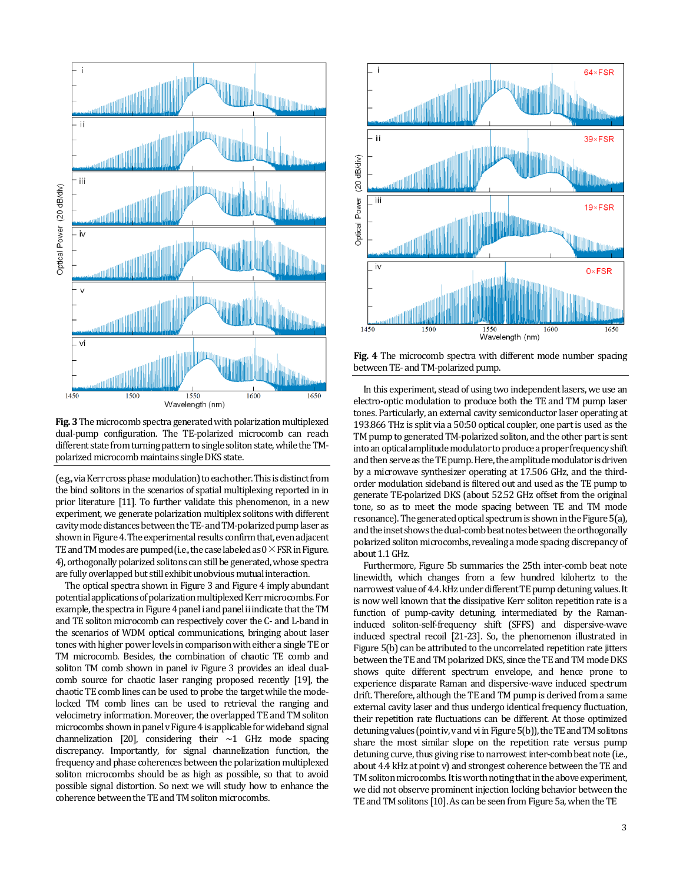**Fig. 3** The microcomb spectra generated with polarization multiplexed dual-pump configuration. The TE-polarized microcomb can reach different state from turning pattern to single soliton state, while the TM-polarized microcomb maintains single DKS state.

**Fig. 4** The microcomb spectra with different mode number spacing between TE- and TM-polarized pump.

(e.g., via Kerr cross phase modulation) to each other. This is distinct from the bind solitons in the scenarios of spatial multiplexing reported in in prior literature [11]. To further validate this phenomenon, in a new experiment, we generate polarization multiplex solitons with different cavity mode distances between the TE- and TM-polarized pump laser as shown in Figure 4. The experimental results confirm that, even adjacent TE and TM modes are pumped (i.e., the case labeled as 0 × FSR in Figure. 4), orthogonally polarized solitons can still be generated, whose spectra are fully overlapped but still exhibit unobvious mutual interaction.

The optical spectra shown in Figure 3 and Figure 4 imply abundant potential applications of polarization multiplexed Kerr microcombs. For example, the spectra in Figure 4 panel i and panel ii indicate that the TM and TE soliton microcomb can respectively cover the C- and L-band in the scenarios of WDM optical communications, bringing about laser tones with higher power levels in comparison with either a single TE or TM microcomb. Besides, the combination of chaotic TE comb and soliton TM comb shown in panel iv Figure 3 provides an ideal dual-comb source for chaotic laser ranging proposed recently [19], the chaotic TE comb lines can be used to probe the target while the mode-locked TM comb lines can be used to retrieval the ranging and velocimetry information. Moreover, the overlapped TE and TM soliton microcombs shown in panel v Figure 4 is applicable for wideband signal channelization [20], considering their ~1 GHz mode spacing discrepancy. Importantly, for signal channelization function, the frequency and phase coherences between the polarization multiplexed soliton microcombs should be as high as possible, so that to avoid possible signal distortion. So next we will study how to enhance the coherence between the TE and TM soliton microcombs.

In this experiment, stead of using two independent lasers, we use an electro-optic modulation to produce both the TE and TM pump laser tones. Particularly, an external cavity semiconductor laser operating at 193.866 THz is split via a 50:50 optical coupler, one part is used as the TM pump to generated TM-polarized soliton, and the other part is sent into an optical amplitude modulator to produce a proper frequency shift and then serve as the TE pump. Here, the amplitude modulator is driven by a microwave synthesizer operating at 17.506 GHz, and the third-order modulation sideband is filtered out and used as the TE pump to generate TE-polarized DKS (about 52.52 GHz offset from the original tone, so as to meet the mode spacing between TE and TM mode resonance). The generated optical spectrum is shown in the Figure 5(a), and the inset shows the dual-comb beat notes between the orthogonally polarized soliton microcombs, revealing a mode spacing discrepancy of about 1.1 GHz.

Furthermore, Figure 5b summaries the 25th inter-comb beat note linewidth, which changes from a few hundred kilohertz to the narrowest value of 4.4 kHz under different TE pump detuning values. It is now well known that the dissipative Kerr soliton repetition rate is a function of pump-cavity detuning, intermediated by the Raman-induced soliton-self-frequency shift (SFFS) and dispersive-wave induced spectral recoil [21-23]. So, the phenomenon illustrated in Figure 5(b) can be attributed to the uncorrelated repetition rate jitters between the TE and TM polarized DKS, since the TE and TM mode DKS shows quite different spectrum envelope, and hence prone to experience disparate Raman and dispersive-wave induced spectrum drift. Therefore, although the TE and TM pump is derived from a same external cavity laser and thus undergo identical frequency fluctuation, their repetition rate fluctuations can be different. At those optimized detuning values (point iv, v and vi in Figure 5(b)), the TE and TM solitons share the most similar slope on the repetition rate versus pump detuning curve, thus giving rise to narrowest inter-comb beat note (i.e., about 4.4 kHz at point v) and strongest coherence between the TE and TM soliton microcombs. It is worth noting that in the above experiment, we did not observe prominent injection locking behavior between the TE and TM solitons [10]. As can be seen from Figure 5a, when the TE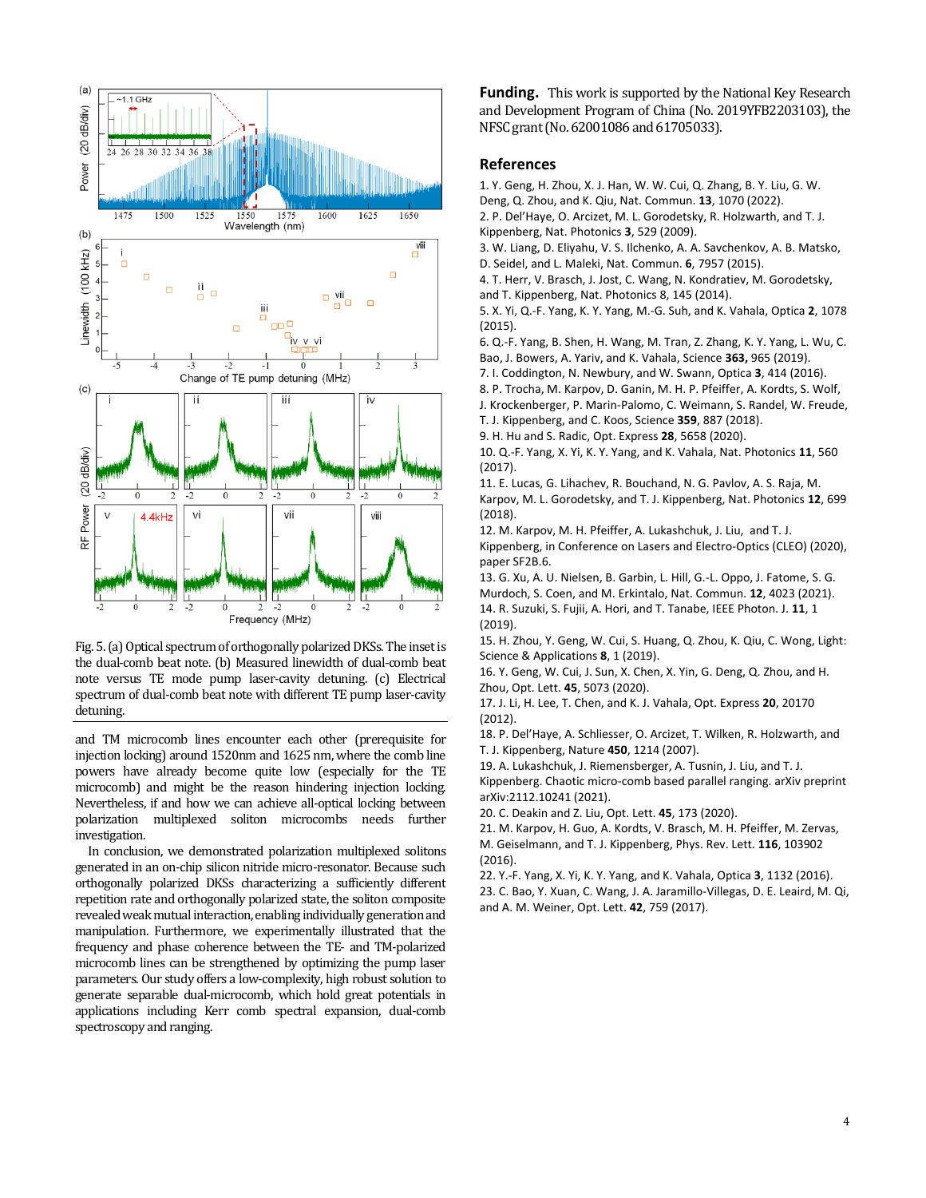(a)

~1.1 GHz

24 26 28 30 32 34 36 38

Power (20 dB/div)

1475 1500 1525 1550 1575 1600 1625 1650

Wavelength (nm)

(b)

Linewidth (100 kHz)

i ii iii iv v vi vii viii

-5 -4 -3 -2 -1 0 1 2 3

Change of TE pump detuning (MHz)

(c)

i ii iii iv

v 4.4kHz vi vii viii

RF Power (20 dB/div)

-2 0 2

Frequency (MHz)

Fig. 5. (a) Optical spectrum of orthogonally polarized DKSs. The inset is the dual-comb beat note. (b) Measured linewidth of dual-comb beat note versus TE mode pump laser-cavity detuning. (c) Electrical spectrum of dual-comb beat note with different TE pump laser-cavity detuning.

and TM microcomb lines encounter each other (prerequisite for injection locking) around 1520nm and 1625 nm, where the comb line powers have already become quite low (especially for the TE microcomb) and might be the reason hindering injection locking. Nevertheless, if and how we can achieve all-optical locking between polarization multiplexed soliton microcombs needs further investigation.

In conclusion, we demonstrated polarization multiplexed solitons generated in an on-chip silicon nitride micro-resonator. Because such orthogonally polarized DKSs characterizing a sufficiently different repetition rate and orthogonally polarized state, the soliton composite revealed weak mutual interaction, enabling individually generation and manipulation. Furthermore, we experimentally illustrated that the frequency and phase coherence between the TE- and TM-polarized microcomb lines can be strengthened by optimizing the pump laser parameters. Our study offers a low-complexity, high robust solution to generate separable dual-microcomb, which hold great potentials in applications including Kerr comb spectral expansion, dual-comb spectroscopy and ranging.

**Funding.** This work is supported by the National Key Research and Development Program of China (No. 2019YFB2203103), the NFSC grant (No. 62001086 and 61705033).

## References

1. Y. Geng, H. Zhou, X. J. Han, W. W. Cui, Q. Zhang, B. Y. Liu, G. W. Deng, Q. Zhou, and K. Qiu, Nat. Commun. **13**, 1070 (2022).
2. P. Del'Haye, O. Arcizet, M. L. Gorodetsky, R. Holzwarth, and T. J. Kippenberg, Nat. Photonics **3**, 529 (2009).
3. W. Liang, D. Eliyahu, V. S. Ilchenko, A. A. Savchenkov, A. B. Matsko, D. Seidel, and L. Maleki, Nat. Commun. **6**, 7957 (2015).
4. T. Herr, V. Brasch, J. Jost, C. Wang, N. Kondratiev, M. Gorodetsky, and T. Kippenberg, Nat. Photonics 8, 145 (2014).
5. X. Yi, Q.-F. Yang, K. Y. Yang, M.-G. Suh, and K. Vahala, Optica **2**, 1078 (2015).
6. Q.-F. Yang, B. Shen, H. Wang, M. Tran, Z. Zhang, K. Y. Yang, L. Wu, C. Bao, J. Bowers, A. Yariv, and K. Vahala, Science **363,** 965 (2019).
7. I. Coddington, N. Newbury, and W. Swann, Optica **3**, 414 (2016).
8. P. Trocha, M. Karpov, D. Ganin, M. H. P. Pfeiffer, A. Kordts, S. Wolf, J. Krockenberger, P. Marin-Palomo, C. Weimann, S. Randel, W. Freude, T. J. Kippenberg, and C. Koos, Science **359**, 887 (2018).
9. H. Hu and S. Radic, Opt. Express **28**, 5658 (2020).
10. Q.-F. Yang, X. Yi, K. Y. Yang, and K. Vahala, Nat. Photonics **11**, 560 (2017).
11. E. Lucas, G. Lihachev, R. Bouchand, N. G. Pavlov, A. S. Raja, M. Karpov, M. L. Gorodetsky, and T. J. Kippenberg, Nat. Photonics **12**, 699 (2018).
12. M. Karpov, M. H. Pfeiffer, A. Lukashchuk, J. Liu, and T. J. Kippenberg, in Conference on Lasers and Electro-Optics (CLEO) (2020), paper SF2B.6.
13. G. Xu, A. U. Nielsen, B. Garbin, L. Hill, G.-L. Oppo, J. Fatome, S. G. Murdoch, S. Coen, and M. Erkintalo, Nat. Commun. **12**, 4023 (2021).
14. R. Suzuki, S. Fujii, A. Hori, and T. Tanabe, IEEE Photon. J. **11**, 1 (2019).
15. H. Zhou, Y. Geng, W. Cui, S. Huang, Q. Zhou, K. Qiu, C. Wong, Light: Science & Applications **8**, 1 (2019).
16. Y. Geng, W. Cui, J. Sun, X. Chen, X. Yin, G. Deng, Q. Zhou, and H. Zhou, Opt. Lett. **45**, 5073 (2020).
17. J. Li, H. Lee, T. Chen, and K. J. Vahala, Opt. Express **20**, 20170 (2012).
18. P. Del'Haye, A. Schliesser, O. Arcizet, T. Wilken, R. Holzwarth, and T. J. Kippenberg, Nature **450**, 1214 (2007).
19. A. Lukashchuk, J. Riemensberger, A. Tusnin, J. Liu, and T. J. Kippenberg. Chaotic micro-comb based parallel ranging. arXiv preprint arXiv:2112.10241 (2021).
20. C. Deakin and Z. Liu, Opt. Lett. **45**, 173 (2020).
21. M. Karpov, H. Guo, A. Kordts, V. Brasch, M. H. Pfeiffer, M. Zervas, M. Geiselmann, and T. J. Kippenberg, Phys. Rev. Lett. **116**, 103902 (2016).
22. Y.-F. Yang, X. Yi, K. Y. Yang, and K. Vahala, Optica **3**, 1132 (2016).
23. C. Bao, Y. Xuan, C. Wang, J. A. Jaramillo-Villegas, D. E. Leaird, M. Qi, and A. M. Weiner, Opt. Lett. **42**, 759 (2017).